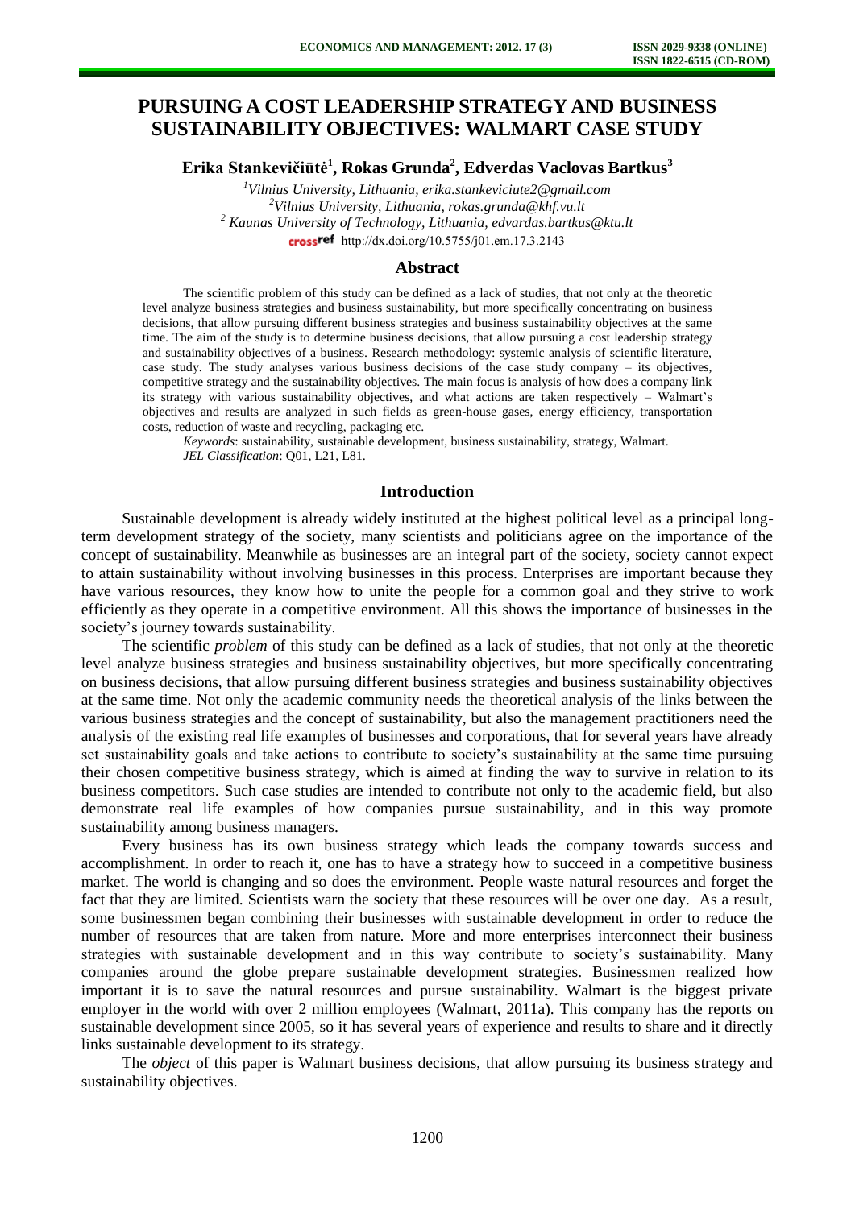# PURSUING A COST LEADERSHIP STRATEGY AND BUSINESS SUSTAINABILITY OBJECTIVES: WALMART CASE STUDY

**Erika Stankevičiūtė[1], Rokas Grunda[2], Edverdas Vaclovas Bartkus[3]**

[1]*Vilnius University, Lithuania, erika.stankeviciute2@gmail.com*
[2]*Vilnius University, Lithuania, rokas.grunda@khf.vu.lt*
[2] *Kaunas University of Technology, Lithuania, edvardas.bartkus@ktu.lt*
http://dx.doi.org/10.5755/j01.em.17.3.2143

## Abstract

The scientific problem of this study can be defined as a lack of studies, that not only at the theoretic level analyze business strategies and business sustainability, but more specifically concentrating on business decisions, that allow pursuing different business strategies and business sustainability objectives at the same time. The aim of the study is to determine business decisions, that allow pursuing a cost leadership strategy and sustainability objectives of a business. Research methodology: systemic analysis of scientific literature, case study. The study analyses various business decisions of the case study company – its objectives, competitive strategy and the sustainability objectives. The main focus is analysis of how does a company link its strategy with various sustainability objectives, and what actions are taken respectively – Walmart's objectives and results are analyzed in such fields as green-house gases, energy efficiency, transportation costs, reduction of waste and recycling, packaging etc.

*Keywords*: sustainability, sustainable development, business sustainability, strategy, Walmart.
*JEL Classification*: Q01, L21, L81.

## Introduction

Sustainable development is already widely instituted at the highest political level as a principal long-term development strategy of the society, many scientists and politicians agree on the importance of the concept of sustainability. Meanwhile as businesses are an integral part of the society, society cannot expect to attain sustainability without involving businesses in this process. Enterprises are important because they have various resources, they know how to unite the people for a common goal and they strive to work efficiently as they operate in a competitive environment. All this shows the importance of businesses in the society's journey towards sustainability.

The scientific *problem* of this study can be defined as a lack of studies, that not only at the theoretic level analyze business strategies and business sustainability objectives, but more specifically concentrating on business decisions, that allow pursuing different business strategies and business sustainability objectives at the same time. Not only the academic community needs the theoretical analysis of the links between the various business strategies and the concept of sustainability, but also the management practitioners need the analysis of the existing real life examples of businesses and corporations, that for several years have already set sustainability goals and take actions to contribute to society's sustainability at the same time pursuing their chosen competitive business strategy, which is aimed at finding the way to survive in relation to its business competitors. Such case studies are intended to contribute not only to the academic field, but also demonstrate real life examples of how companies pursue sustainability, and in this way promote sustainability among business managers.

Every business has its own business strategy which leads the company towards success and accomplishment. In order to reach it, one has to have a strategy how to succeed in a competitive business market. The world is changing and so does the environment. People waste natural resources and forget the fact that they are limited. Scientists warn the society that these resources will be over one day. As a result, some businessmen began combining their businesses with sustainable development in order to reduce the number of resources that are taken from nature. More and more enterprises interconnect their business strategies with sustainable development and in this way contribute to society's sustainability. Many companies around the globe prepare sustainable development strategies. Businessmen realized how important it is to save the natural resources and pursue sustainability. Walmart is the biggest private employer in the world with over 2 million employees (Walmart, 2011a). This company has the reports on sustainable development since 2005, so it has several years of experience and results to share and it directly links sustainable development to its strategy.

The *object* of this paper is Walmart business decisions, that allow pursuing its business strategy and sustainability objectives.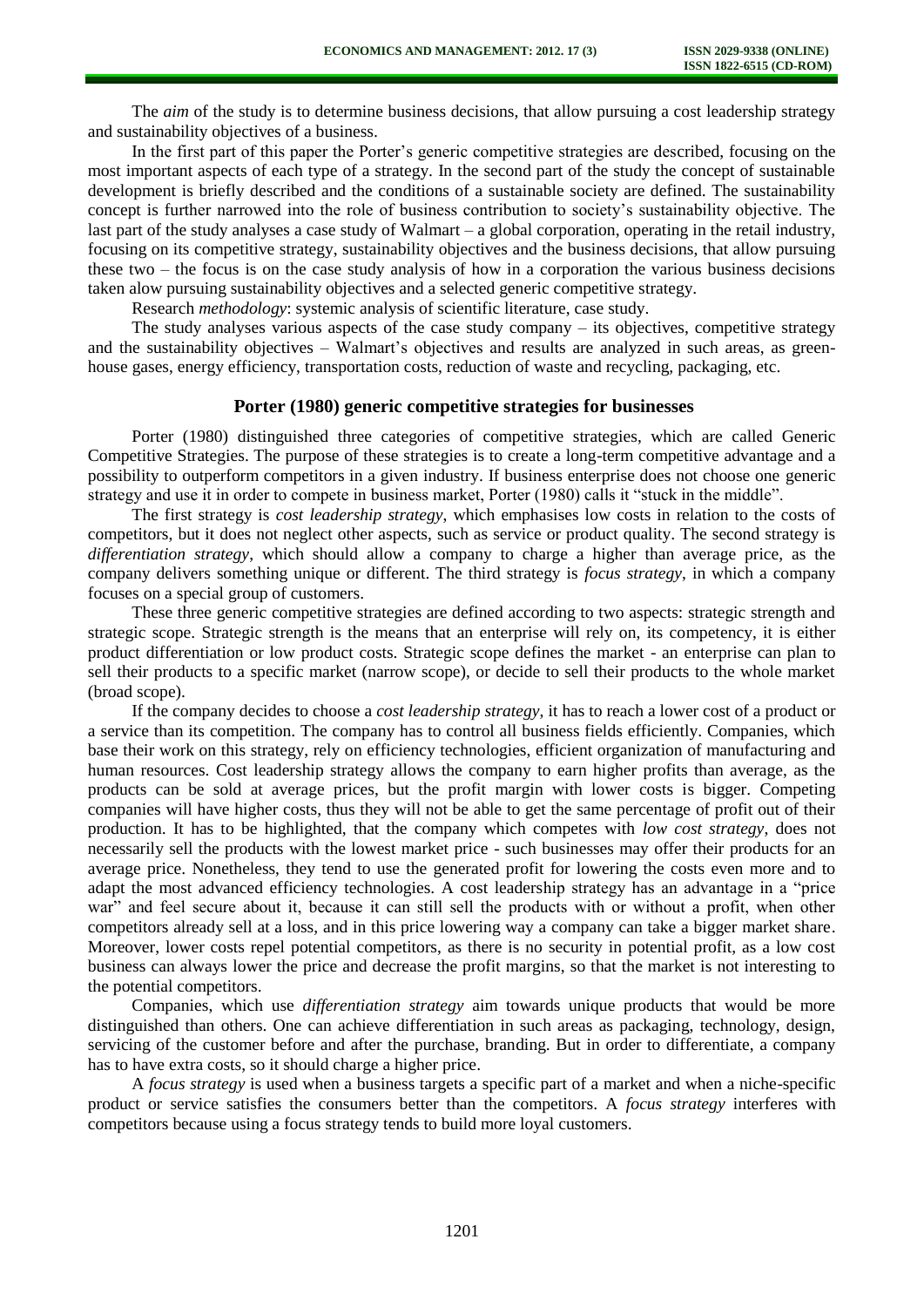The *aim* of the study is to determine business decisions, that allow pursuing a cost leadership strategy and sustainability objectives of a business.

In the first part of this paper the Porter's generic competitive strategies are described, focusing on the most important aspects of each type of a strategy. In the second part of the study the concept of sustainable development is briefly described and the conditions of a sustainable society are defined. The sustainability concept is further narrowed into the role of business contribution to society's sustainability objective. The last part of the study analyses a case study of Walmart – a global corporation, operating in the retail industry, focusing on its competitive strategy, sustainability objectives and the business decisions, that allow pursuing these two – the focus is on the case study analysis of how in a corporation the various business decisions taken alow pursuing sustainability objectives and a selected generic competitive strategy.

Research *methodology*: systemic analysis of scientific literature, case study.

The study analyses various aspects of the case study company – its objectives, competitive strategy and the sustainability objectives – Walmart's objectives and results are analyzed in such areas, as greenhouse gases, energy efficiency, transportation costs, reduction of waste and recycling, packaging, etc.

## Porter (1980) generic competitive strategies for businesses

Porter (1980) distinguished three categories of competitive strategies, which are called Generic Competitive Strategies. The purpose of these strategies is to create a long-term competitive advantage and a possibility to outperform competitors in a given industry. If business enterprise does not choose one generic strategy and use it in order to compete in business market, Porter (1980) calls it "stuck in the middle".

The first strategy is *cost leadership strategy*, which emphasises low costs in relation to the costs of competitors, but it does not neglect other aspects, such as service or product quality. The second strategy is *differentiation strategy*, which should allow a company to charge a higher than average price, as the company delivers something unique or different. The third strategy is *focus strategy*, in which a company focuses on a special group of customers.

These three generic competitive strategies are defined according to two aspects: strategic strength and strategic scope. Strategic strength is the means that an enterprise will rely on, its competency, it is either product differentiation or low product costs. Strategic scope defines the market - an enterprise can plan to sell their products to a specific market (narrow scope), or decide to sell their products to the whole market (broad scope).

If the company decides to choose a *cost leadership strategy*, it has to reach a lower cost of a product or a service than its competition. The company has to control all business fields efficiently. Companies, which base their work on this strategy, rely on efficiency technologies, efficient organization of manufacturing and human resources. Cost leadership strategy allows the company to earn higher profits than average, as the products can be sold at average prices, but the profit margin with lower costs is bigger. Competing companies will have higher costs, thus they will not be able to get the same percentage of profit out of their production. It has to be highlighted, that the company which competes with *low cost strategy*, does not necessarily sell the products with the lowest market price - such businesses may offer their products for an average price. Nonetheless, they tend to use the generated profit for lowering the costs even more and to adapt the most advanced efficiency technologies. A cost leadership strategy has an advantage in a "price war" and feel secure about it, because it can still sell the products with or without a profit, when other competitors already sell at a loss, and in this price lowering way a company can take a bigger market share. Moreover, lower costs repel potential competitors, as there is no security in potential profit, as a low cost business can always lower the price and decrease the profit margins, so that the market is not interesting to the potential competitors.

Companies, which use *differentiation strategy* aim towards unique products that would be more distinguished than others. One can achieve differentiation in such areas as packaging, technology, design, servicing of the customer before and after the purchase, branding. But in order to differentiate, a company has to have extra costs, so it should charge a higher price.

A *focus strategy* is used when a business targets a specific part of a market and when a niche-specific product or service satisfies the consumers better than the competitors. A *focus strategy* interferes with competitors because using a focus strategy tends to build more loyal customers.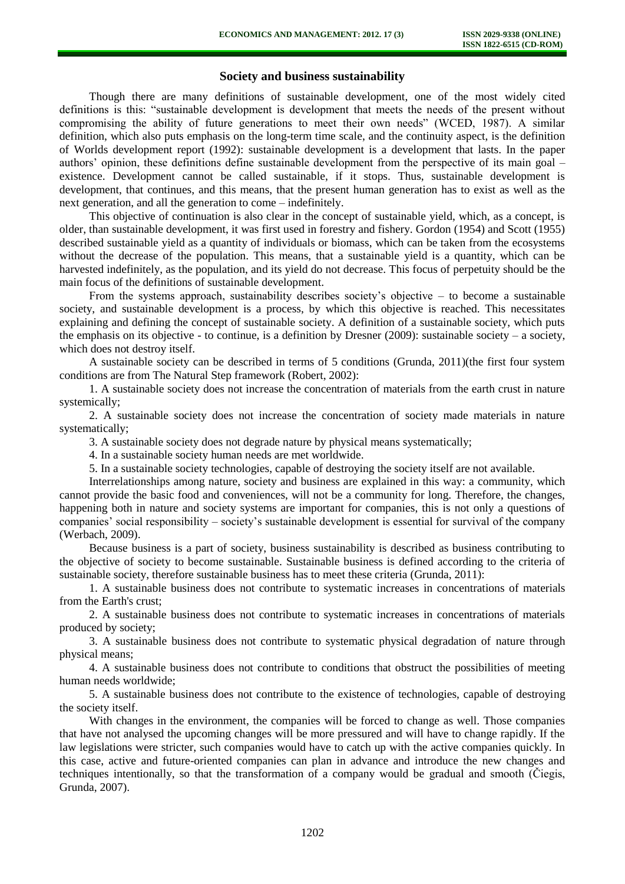## Society and business sustainability

Though there are many definitions of sustainable development, one of the most widely cited definitions is this: "sustainable development is development that meets the needs of the present without compromising the ability of future generations to meet their own needs" (WCED, 1987). A similar definition, which also puts emphasis on the long-term time scale, and the continuity aspect, is the definition of Worlds development report (1992): sustainable development is a development that lasts. In the paper authors' opinion, these definitions define sustainable development from the perspective of its main goal – existence. Development cannot be called sustainable, if it stops. Thus, sustainable development is development, that continues, and this means, that the present human generation has to exist as well as the next generation, and all the generation to come – indefinitely.

This objective of continuation is also clear in the concept of sustainable yield, which, as a concept, is older, than sustainable development, it was first used in forestry and fishery. Gordon (1954) and Scott (1955) described sustainable yield as a quantity of individuals or biomass, which can be taken from the ecosystems without the decrease of the population. This means, that a sustainable yield is a quantity, which can be harvested indefinitely, as the population, and its yield do not decrease. This focus of perpetuity should be the main focus of the definitions of sustainable development.

From the systems approach, sustainability describes society's objective – to become a sustainable society, and sustainable development is a process, by which this objective is reached. This necessitates explaining and defining the concept of sustainable society. A definition of a sustainable society, which puts the emphasis on its objective - to continue, is a definition by Dresner (2009): sustainable society – a society, which does not destroy itself.

A sustainable society can be described in terms of 5 conditions (Grunda, 2011)(the first four system conditions are from The Natural Step framework (Robert, 2002):

1. A sustainable society does not increase the concentration of materials from the earth crust in nature systemically;
2. A sustainable society does not increase the concentration of society made materials in nature systematically;
3. A sustainable society does not degrade nature by physical means systematically;
4. In a sustainable society human needs are met worldwide.
5. In a sustainable society technologies, capable of destroying the society itself are not available.

Interrelationships among nature, society and business are explained in this way: a community, which cannot provide the basic food and conveniences, will not be a community for long. Therefore, the changes, happening both in nature and society systems are important for companies, this is not only a questions of companies' social responsibility – society's sustainable development is essential for survival of the company (Werbach, 2009).

Because business is a part of society, business sustainability is described as business contributing to the objective of society to become sustainable. Sustainable business is defined according to the criteria of sustainable society, therefore sustainable business has to meet these criteria (Grunda, 2011):

1. A sustainable business does not contribute to systematic increases in concentrations of materials from the Earth's crust;
2. A sustainable business does not contribute to systematic increases in concentrations of materials produced by society;
3. A sustainable business does not contribute to systematic physical degradation of nature through physical means;
4. A sustainable business does not contribute to conditions that obstruct the possibilities of meeting human needs worldwide;
5. A sustainable business does not contribute to the existence of technologies, capable of destroying the society itself.

With changes in the environment, the companies will be forced to change as well. Those companies that have not analysed the upcoming changes will be more pressured and will have to change rapidly. If the law legislations were stricter, such companies would have to catch up with the active companies quickly. In this case, active and future-oriented companies can plan in advance and introduce the new changes and techniques intentionally, so that the transformation of a company would be gradual and smooth (Čiegis, Grunda, 2007).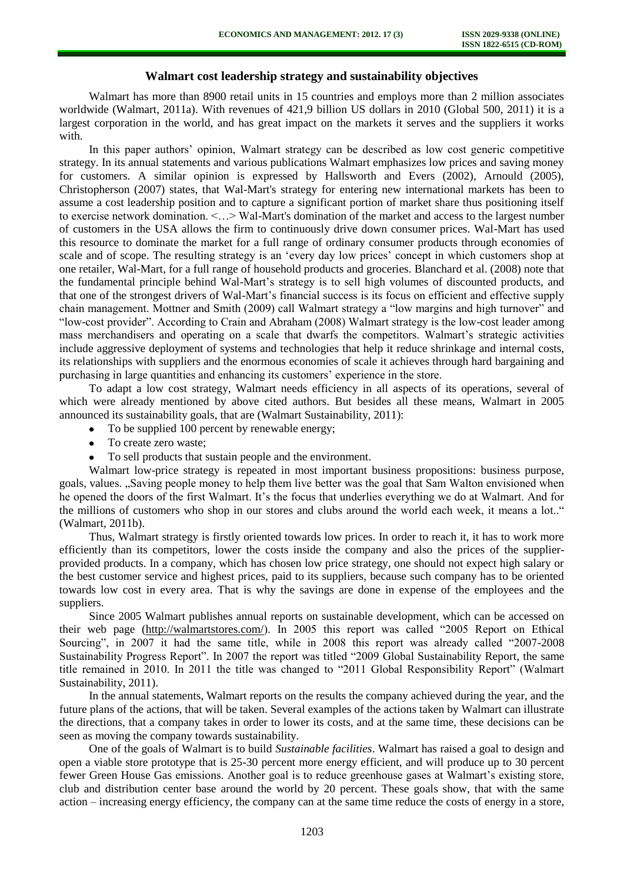### Walmart cost leadership strategy and sustainability objectives

Walmart has more than 8900 retail units in 15 countries and employs more than 2 million associates worldwide (Walmart, 2011a). With revenues of 421,9 billion US dollars in 2010 (Global 500, 2011) it is a largest corporation in the world, and has great impact on the markets it serves and the suppliers it works with.

In this paper authors' opinion, Walmart strategy can be described as low cost generic competitive strategy. In its annual statements and various publications Walmart emphasizes low prices and saving money for customers. A similar opinion is expressed by Hallsworth and Evers (2002), Arnould (2005), Christopherson (2007) states, that Wal-Mart's strategy for entering new international markets has been to assume a cost leadership position and to capture a significant portion of market share thus positioning itself to exercise network domination. <…> Wal-Mart's domination of the market and access to the largest number of customers in the USA allows the firm to continuously drive down consumer prices. Wal-Mart has used this resource to dominate the market for a full range of ordinary consumer products through economies of scale and of scope. The resulting strategy is an 'every day low prices' concept in which customers shop at one retailer, Wal-Mart, for a full range of household products and groceries. Blanchard et al. (2008) note that the fundamental principle behind Wal-Mart's strategy is to sell high volumes of discounted products, and that one of the strongest drivers of Wal-Mart's financial success is its focus on efficient and effective supply chain management. Mottner and Smith (2009) call Walmart strategy a "low margins and high turnover" and "low-cost provider". According to Crain and Abraham (2008) Walmart strategy is the low-cost leader among mass merchandisers and operating on a scale that dwarfs the competitors. Walmart's strategic activities include aggressive deployment of systems and technologies that help it reduce shrinkage and internal costs, its relationships with suppliers and the enormous economies of scale it achieves through hard bargaining and purchasing in large quantities and enhancing its customers' experience in the store.

To adapt a low cost strategy, Walmart needs efficiency in all aspects of its operations, several of which were already mentioned by above cited authors. But besides all these means, Walmart in 2005 announced its sustainability goals, that are (Walmart Sustainability, 2011):

- To be supplied 100 percent by renewable energy;
- To create zero waste;
- To sell products that sustain people and the environment.

Walmart low-price strategy is repeated in most important business propositions: business purpose, goals, values. „Saving people money to help them live better was the goal that Sam Walton envisioned when he opened the doors of the first Walmart. It's the focus that underlies everything we do at Walmart. And for the millions of customers who shop in our stores and clubs around the world each week, it means a lot.." (Walmart, 2011b).

Thus, Walmart strategy is firstly oriented towards low prices. In order to reach it, it has to work more efficiently than its competitors, lower the costs inside the company and also the prices of the supplier-provided products. In a company, which has chosen low price strategy, one should not expect high salary or the best customer service and highest prices, paid to its suppliers, because such company has to be oriented towards low cost in every area. That is why the savings are done in expense of the employees and the suppliers.

Since 2005 Walmart publishes annual reports on sustainable development, which can be accessed on their web page (http://walmartstores.com/). In 2005 this report was called "2005 Report on Ethical Sourcing", in 2007 it had the same title, while in 2008 this report was already called "2007-2008 Sustainability Progress Report". In 2007 the report was titled "2009 Global Sustainability Report, the same title remained in 2010. In 2011 the title was changed to "2011 Global Responsibility Report" (Walmart Sustainability, 2011).

In the annual statements, Walmart reports on the results the company achieved during the year, and the future plans of the actions, that will be taken. Several examples of the actions taken by Walmart can illustrate the directions, that a company takes in order to lower its costs, and at the same time, these decisions can be seen as moving the company towards sustainability.

One of the goals of Walmart is to build *Sustainable facilities*. Walmart has raised a goal to design and open a viable store prototype that is 25-30 percent more energy efficient, and will produce up to 30 percent fewer Green House Gas emissions. Another goal is to reduce greenhouse gases at Walmart's existing store, club and distribution center base around the world by 20 percent. These goals show, that with the same action – increasing energy efficiency, the company can at the same time reduce the costs of energy in a store,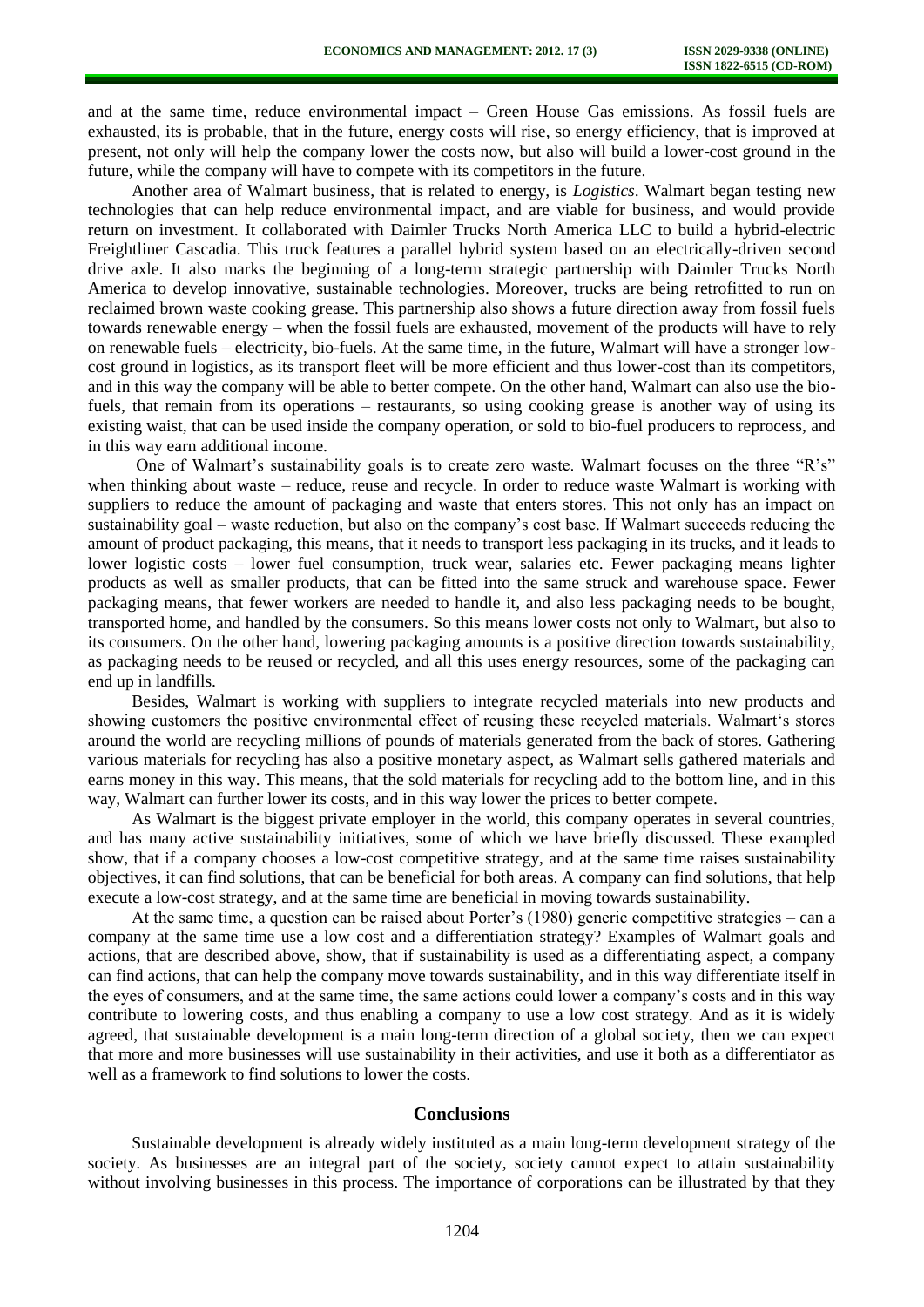and at the same time, reduce environmental impact – Green House Gas emissions. As fossil fuels are exhausted, its is probable, that in the future, energy costs will rise, so energy efficiency, that is improved at present, not only will help the company lower the costs now, but also will build a lower-cost ground in the future, while the company will have to compete with its competitors in the future.

Another area of Walmart business, that is related to energy, is *Logistics*. Walmart began testing new technologies that can help reduce environmental impact, and are viable for business, and would provide return on investment. It collaborated with Daimler Trucks North America LLC to build a hybrid-electric Freightliner Cascadia. This truck features a parallel hybrid system based on an electrically-driven second drive axle. It also marks the beginning of a long-term strategic partnership with Daimler Trucks North America to develop innovative, sustainable technologies. Moreover, trucks are being retrofitted to run on reclaimed brown waste cooking grease. This partnership also shows a future direction away from fossil fuels towards renewable energy – when the fossil fuels are exhausted, movement of the products will have to rely on renewable fuels – electricity, bio-fuels. At the same time, in the future, Walmart will have a stronger low-cost ground in logistics, as its transport fleet will be more efficient and thus lower-cost than its competitors, and in this way the company will be able to better compete. On the other hand, Walmart can also use the bio-fuels, that remain from its operations – restaurants, so using cooking grease is another way of using its existing waist, that can be used inside the company operation, or sold to bio-fuel producers to reprocess, and in this way earn additional income.

One of Walmart's sustainability goals is to create zero waste. Walmart focuses on the three "R's" when thinking about waste – reduce, reuse and recycle. In order to reduce waste Walmart is working with suppliers to reduce the amount of packaging and waste that enters stores. This not only has an impact on sustainability goal – waste reduction, but also on the company's cost base. If Walmart succeeds reducing the amount of product packaging, this means, that it needs to transport less packaging in its trucks, and it leads to lower logistic costs – lower fuel consumption, truck wear, salaries etc. Fewer packaging means lighter products as well as smaller products, that can be fitted into the same struck and warehouse space. Fewer packaging means, that fewer workers are needed to handle it, and also less packaging needs to be bought, transported home, and handled by the consumers. So this means lower costs not only to Walmart, but also to its consumers. On the other hand, lowering packaging amounts is a positive direction towards sustainability, as packaging needs to be reused or recycled, and all this uses energy resources, some of the packaging can end up in landfills.

Besides, Walmart is working with suppliers to integrate recycled materials into new products and showing customers the positive environmental effect of reusing these recycled materials. Walmart's stores around the world are recycling millions of pounds of materials generated from the back of stores. Gathering various materials for recycling has also a positive monetary aspect, as Walmart sells gathered materials and earns money in this way. This means, that the sold materials for recycling add to the bottom line, and in this way, Walmart can further lower its costs, and in this way lower the prices to better compete.

As Walmart is the biggest private employer in the world, this company operates in several countries, and has many active sustainability initiatives, some of which we have briefly discussed. These exampled show, that if a company chooses a low-cost competitive strategy, and at the same time raises sustainability objectives, it can find solutions, that can be beneficial for both areas. A company can find solutions, that help execute a low-cost strategy, and at the same time are beneficial in moving towards sustainability.

At the same time, a question can be raised about Porter's (1980) generic competitive strategies – can a company at the same time use a low cost and a differentiation strategy? Examples of Walmart goals and actions, that are described above, show, that if sustainability is used as a differentiating aspect, a company can find actions, that can help the company move towards sustainability, and in this way differentiate itself in the eyes of consumers, and at the same time, the same actions could lower a company's costs and in this way contribute to lowering costs, and thus enabling a company to use a low cost strategy. And as it is widely agreed, that sustainable development is a main long-term direction of a global society, then we can expect that more and more businesses will use sustainability in their activities, and use it both as a differentiator as well as a framework to find solutions to lower the costs.

## Conclusions

Sustainable development is already widely instituted as a main long-term development strategy of the society. As businesses are an integral part of the society, society cannot expect to attain sustainability without involving businesses in this process. The importance of corporations can be illustrated by that they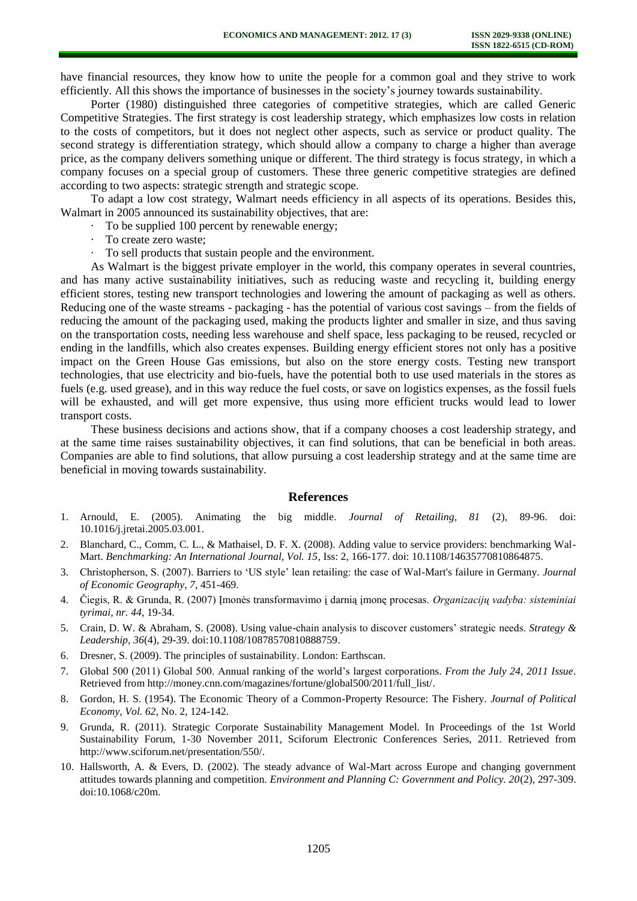have financial resources, they know how to unite the people for a common goal and they strive to work efficiently. All this shows the importance of businesses in the society's journey towards sustainability.

Porter (1980) distinguished three categories of competitive strategies, which are called Generic Competitive Strategies. The first strategy is cost leadership strategy, which emphasizes low costs in relation to the costs of competitors, but it does not neglect other aspects, such as service or product quality. The second strategy is differentiation strategy, which should allow a company to charge a higher than average price, as the company delivers something unique or different. The third strategy is focus strategy, in which a company focuses on a special group of customers. These three generic competitive strategies are defined according to two aspects: strategic strength and strategic scope.

To adapt a low cost strategy, Walmart needs efficiency in all aspects of its operations. Besides this, Walmart in 2005 announced its sustainability objectives, that are:

- To be supplied 100 percent by renewable energy;
- To create zero waste;
- To sell products that sustain people and the environment.

As Walmart is the biggest private employer in the world, this company operates in several countries, and has many active sustainability initiatives, such as reducing waste and recycling it, building energy efficient stores, testing new transport technologies and lowering the amount of packaging as well as others. Reducing one of the waste streams - packaging - has the potential of various cost savings – from the fields of reducing the amount of the packaging used, making the products lighter and smaller in size, and thus saving on the transportation costs, needing less warehouse and shelf space, less packaging to be reused, recycled or ending in the landfills, which also creates expenses. Building energy efficient stores not only has a positive impact on the Green House Gas emissions, but also on the store energy costs. Testing new transport technologies, that use electricity and bio-fuels, have the potential both to use used materials in the stores as fuels (e.g. used grease), and in this way reduce the fuel costs, or save on logistics expenses, as the fossil fuels will be exhausted, and will get more expensive, thus using more efficient trucks would lead to lower transport costs.

These business decisions and actions show, that if a company chooses a cost leadership strategy, and at the same time raises sustainability objectives, it can find solutions, that can be beneficial in both areas. Companies are able to find solutions, that allow pursuing a cost leadership strategy and at the same time are beneficial in moving towards sustainability.

## References

1. Arnould, E. (2005). Animating the big middle. *Journal of Retailing, 81* (2), 89-96. doi: 10.1016/j.jretai.2005.03.001.
2. Blanchard, C., Comm, C. L., & Mathaisel, D. F. X. (2008). Adding value to service providers: benchmarking Wal-Mart. *Benchmarking: An International Journal, Vol. 15*, Iss: 2, 166-177. doi: 10.1108/14635770810864875.
3. Christopherson, S. (2007). Barriers to 'US style' lean retailing: the case of Wal-Mart's failure in Germany. *Journal of Economic Geography, 7*, 451-469.
4. Čiegis, R. & Grunda, R. (2007) Įmonės transformavimo į darnią įmonę procesas. *Organizacijų vadyba: sisteminiai tyrimai, nr. 44*, 19-34.
5. Crain, D. W. & Abraham, S. (2008). Using value-chain analysis to discover customers' strategic needs. *Strategy & Leadership, 36*(4), 29-39. doi:10.1108/10878570810888759.
6. Dresner, S. (2009). The principles of sustainability. London: Earthscan.
7. Global 500 (2011) Global 500. Annual ranking of the world's largest corporations. *From the July 24, 2011 Issue*. Retrieved from http://money.cnn.com/magazines/fortune/global500/2011/full_list/.
8. Gordon, H. S. (1954). The Economic Theory of a Common-Property Resource: The Fishery. *Journal of Political Economy, Vol. 62*, No. 2, 124-142.
9. Grunda, R. (2011). Strategic Corporate Sustainability Management Model. In Proceedings of the 1st World Sustainability Forum, 1-30 November 2011, Sciforum Electronic Conferences Series, 2011. Retrieved from http://www.sciforum.net/presentation/550/.
10. Hallsworth, A. & Evers, D. (2002). The steady advance of Wal-Mart across Europe and changing government attitudes towards planning and competition. *Environment and Planning C: Government and Policy. 20*(2), 297-309. doi:10.1068/c20m.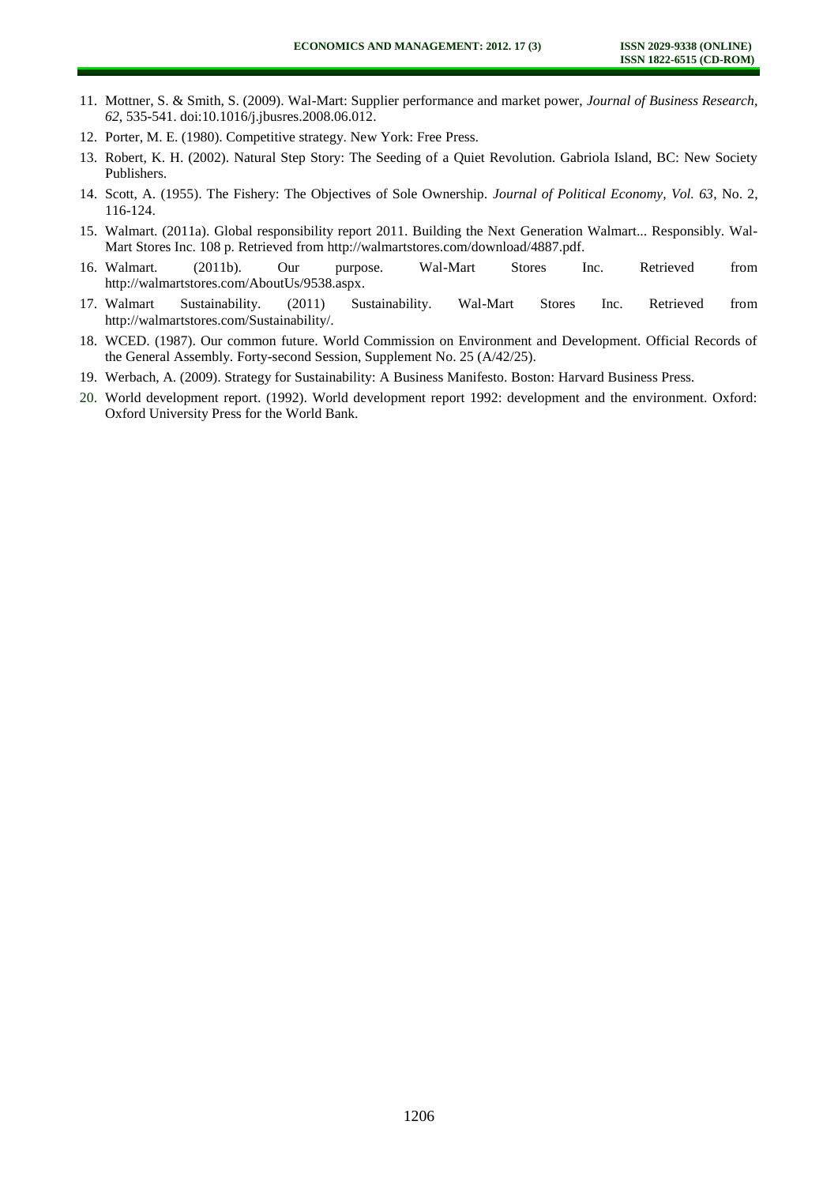11. Mottner, S. & Smith, S. (2009). Wal-Mart: Supplier performance and market power, *Journal of Business Research*, *62*, 535-541. doi:10.1016/j.jbusres.2008.06.012.
12. Porter, M. E. (1980). Competitive strategy. New York: Free Press.
13. Robert, K. H. (2002). Natural Step Story: The Seeding of a Quiet Revolution. Gabriola Island, BC: New Society Publishers.
14. Scott, A. (1955). The Fishery: The Objectives of Sole Ownership. *Journal of Political Economy, Vol. 63*, No. 2, 116-124.
15. Walmart. (2011a). Global responsibility report 2011. Building the Next Generation Walmart... Responsibly. Wal-Mart Stores Inc. 108 p. Retrieved from http://walmartstores.com/download/4887.pdf.
16. Walmart. (2011b). Our purpose. Wal-Mart Stores Inc. Retrieved from http://walmartstores.com/AboutUs/9538.aspx.
17. Walmart Sustainability. (2011) Sustainability. Wal-Mart Stores Inc. Retrieved from http://walmartstores.com/Sustainability/.
18. WCED. (1987). Our common future. World Commission on Environment and Development. Official Records of the General Assembly. Forty-second Session, Supplement No. 25 (A/42/25).
19. Werbach, A. (2009). Strategy for Sustainability: A Business Manifesto. Boston: Harvard Business Press.
20. World development report. (1992). World development report 1992: development and the environment. Oxford: Oxford University Press for the World Bank.